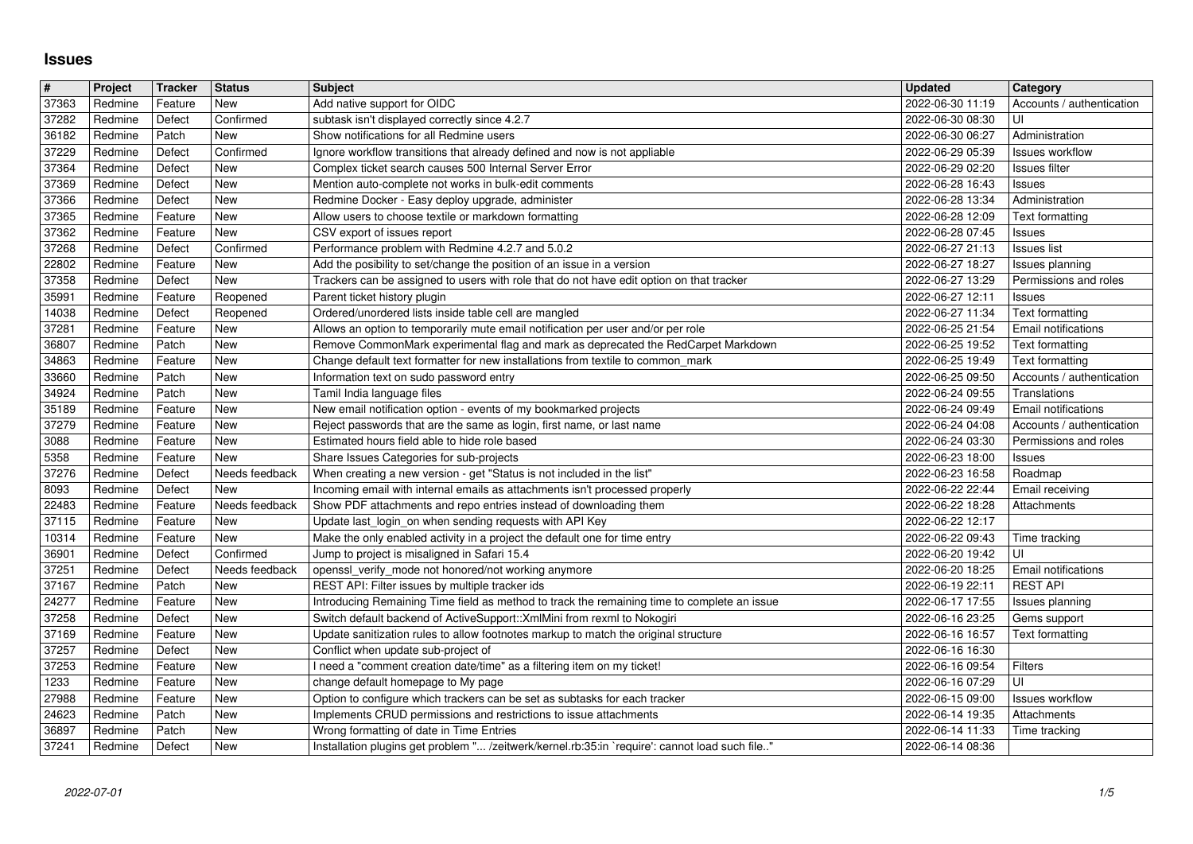# Issues

| # | Project | Tracker | Status | Subject | Updated | Category |
|---|---|---|---|---|---|---|
| 37363 | Redmine | Feature | New | Add native support for OIDC | 2022-06-30 11:19 | Accounts / authentication |
| 37282 | Redmine | Defect | Confirmed | subtask isn't displayed correctly since 4.2.7 | 2022-06-30 08:30 | UI |
| 36182 | Redmine | Patch | New | Show notifications for all Redmine users | 2022-06-30 06:27 | Administration |
| 37229 | Redmine | Defect | Confirmed | Ignore workflow transitions that already defined and now is not appliable | 2022-06-29 05:39 | Issues workflow |
| 37364 | Redmine | Defect | New | Complex ticket search causes 500 Internal Server Error | 2022-06-29 02:20 | Issues filter |
| 37369 | Redmine | Defect | New | Mention auto-complete not works in bulk-edit comments | 2022-06-28 16:43 | Issues |
| 37366 | Redmine | Defect | New | Redmine Docker - Easy deploy upgrade, administer | 2022-06-28 13:34 | Administration |
| 37365 | Redmine | Feature | New | Allow users to choose textile or markdown formatting | 2022-06-28 12:09 | Text formatting |
| 37362 | Redmine | Feature | New | CSV export of issues report | 2022-06-28 07:45 | Issues |
| 37268 | Redmine | Defect | Confirmed | Performance problem with Redmine 4.2.7 and 5.0.2 | 2022-06-27 21:13 | Issues list |
| 22802 | Redmine | Feature | New | Add the posibility to set/change the position of an issue in a version | 2022-06-27 18:27 | Issues planning |
| 37358 | Redmine | Defect | New | Trackers can be assigned to users with role that do not have edit option on that tracker | 2022-06-27 13:29 | Permissions and roles |
| 35991 | Redmine | Feature | Reopened | Parent ticket history plugin | 2022-06-27 12:11 | Issues |
| 14038 | Redmine | Defect | Reopened | Ordered/unordered lists inside table cell are mangled | 2022-06-27 11:34 | Text formatting |
| 37281 | Redmine | Feature | New | Allows an option to temporarily mute email notification per user and/or per role | 2022-06-25 21:54 | Email notifications |
| 36807 | Redmine | Patch | New | Remove CommonMark experimental flag and mark as deprecated the RedCarpet Markdown | 2022-06-25 19:52 | Text formatting |
| 34863 | Redmine | Feature | New | Change default text formatter for new installations from textile to common_mark | 2022-06-25 19:49 | Text formatting |
| 33660 | Redmine | Patch | New | Information text on sudo password entry | 2022-06-25 09:50 | Accounts / authentication |
| 34924 | Redmine | Patch | New | Tamil India language files | 2022-06-24 09:55 | Translations |
| 35189 | Redmine | Feature | New | New email notification option - events of my bookmarked projects | 2022-06-24 09:49 | Email notifications |
| 37279 | Redmine | Feature | New | Reject passwords that are the same as login, first name, or last name | 2022-06-24 04:08 | Accounts / authentication |
| 3088 | Redmine | Feature | New | Estimated hours field able to hide role based | 2022-06-24 03:30 | Permissions and roles |
| 5358 | Redmine | Feature | New | Share Issues Categories for sub-projects | 2022-06-23 18:00 | Issues |
| 37276 | Redmine | Defect | Needs feedback | When creating a new version - get "Status is not included in the list" | 2022-06-23 16:58 | Roadmap |
| 8093 | Redmine | Defect | New | Incoming email with internal emails as attachments isn't processed properly | 2022-06-22 22:44 | Email receiving |
| 22483 | Redmine | Feature | Needs feedback | Show PDF attachments and repo entries instead of downloading them | 2022-06-22 18:28 | Attachments |
| 37115 | Redmine | Feature | New | Update last_login_on when sending requests with API Key | 2022-06-22 12:17 | |
| 10314 | Redmine | Feature | New | Make the only enabled activity in a project the default one for time entry | 2022-06-22 09:43 | Time tracking |
| 36901 | Redmine | Defect | Confirmed | Jump to project is misaligned in Safari 15.4 | 2022-06-20 19:42 | UI |
| 37251 | Redmine | Defect | Needs feedback | openssl_verify_mode not honored/not working anymore | 2022-06-20 18:25 | Email notifications |
| 37167 | Redmine | Patch | New | REST API: Filter issues by multiple tracker ids | 2022-06-19 22:11 | REST API |
| 24277 | Redmine | Feature | New | Introducing Remaining Time field as method to track the remaining time to complete an issue | 2022-06-17 17:55 | Issues planning |
| 37258 | Redmine | Defect | New | Switch default backend of ActiveSupport::XmlMini from rexml to Nokogiri | 2022-06-16 23:25 | Gems support |
| 37169 | Redmine | Feature | New | Update sanitization rules to allow footnotes markup to match the original structure | 2022-06-16 16:57 | Text formatting |
| 37257 | Redmine | Defect | New | Conflict when update sub-project of | 2022-06-16 16:30 | |
| 37253 | Redmine | Feature | New | I need a "comment creation date/time" as a filtering item on my ticket! | 2022-06-16 09:54 | Filters |
| 1233 | Redmine | Feature | New | change default homepage to My page | 2022-06-16 07:29 | UI |
| 27988 | Redmine | Feature | New | Option to configure which trackers can be set as subtasks for each tracker | 2022-06-15 09:00 | Issues workflow |
| 24623 | Redmine | Patch | New | Implements CRUD permissions and restrictions to issue attachments | 2022-06-14 19:35 | Attachments |
| 36897 | Redmine | Patch | New | Wrong formatting of date in Time Entries | 2022-06-14 11:33 | Time tracking |
| 37241 | Redmine | Defect | New | Installation plugins get problem "... /zeitwerk/kernel.rb:35:in `require': cannot load such file.." | 2022-06-14 08:36 | |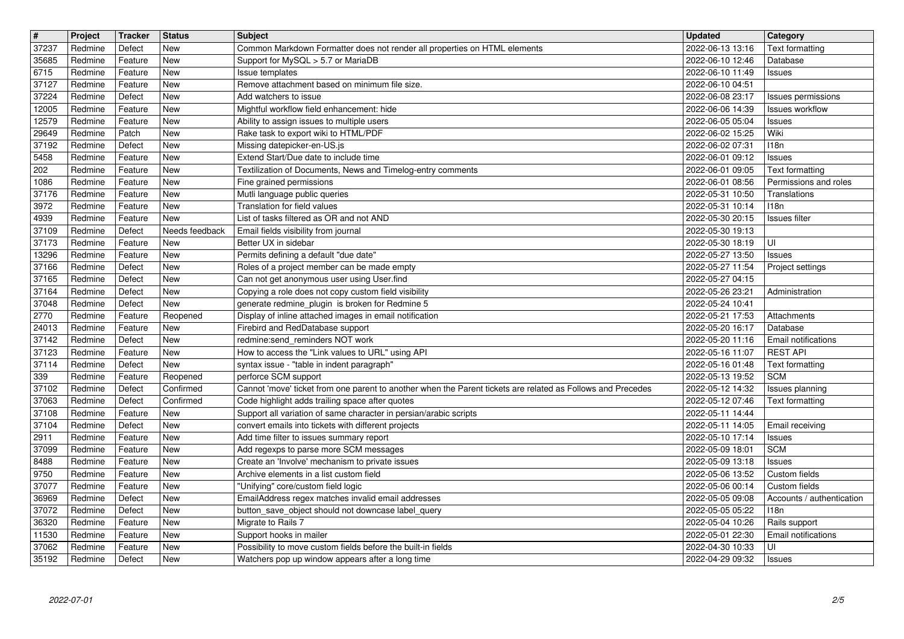| # | Project | Tracker | Status | Subject | Updated | Category |
|---|---|---|---|---|---|---|
| 37237 | Redmine | Defect | New | Common Markdown Formatter does not render all properties on HTML elements | 2022-06-13 13:16 | Text formatting |
| 35685 | Redmine | Feature | New | Support for MySQL > 5.7 or MariaDB | 2022-06-10 12:46 | Database |
| 6715 | Redmine | Feature | New | Issue templates | 2022-06-10 11:49 | Issues |
| 37127 | Redmine | Feature | New | Remove attachment based on minimum file size. | 2022-06-10 04:51 | |
| 37224 | Redmine | Defect | New | Add watchers to issue | 2022-06-08 23:17 | Issues permissions |
| 12005 | Redmine | Feature | New | Mightful workflow field enhancement: hide | 2022-06-06 14:39 | Issues workflow |
| 12579 | Redmine | Feature | New | Ability to assign issues to multiple users | 2022-06-05 05:04 | Issues |
| 29649 | Redmine | Patch | New | Rake task to export wiki to HTML/PDF | 2022-06-02 15:25 | Wiki |
| 37192 | Redmine | Defect | New | Missing datepicker-en-US.js | 2022-06-02 07:31 | I18n |
| 5458 | Redmine | Feature | New | Extend Start/Due date to include time | 2022-06-01 09:12 | Issues |
| 202 | Redmine | Feature | New | Textilization of Documents, News and Timelog-entry comments | 2022-06-01 09:05 | Text formatting |
| 1086 | Redmine | Feature | New | Fine grained permissions | 2022-06-01 08:56 | Permissions and roles |
| 37176 | Redmine | Feature | New | Mutli language public queries | 2022-05-31 10:50 | Translations |
| 3972 | Redmine | Feature | New | Translation for field values | 2022-05-31 10:14 | I18n |
| 4939 | Redmine | Feature | New | List of tasks filtered as OR and not AND | 2022-05-30 20:15 | Issues filter |
| 37109 | Redmine | Defect | Needs feedback | Email fields visibility from journal | 2022-05-30 19:13 | |
| 37173 | Redmine | Feature | New | Better UX in sidebar | 2022-05-30 18:19 | UI |
| 13296 | Redmine | Feature | New | Permits defining a default "due date" | 2022-05-27 13:50 | Issues |
| 37166 | Redmine | Defect | New | Roles of a project member can be made empty | 2022-05-27 11:54 | Project settings |
| 37165 | Redmine | Defect | New | Can not get anonymous user using User.find | 2022-05-27 04:15 | |
| 37164 | Redmine | Defect | New | Copying a role does not copy custom field visibility | 2022-05-26 23:21 | Administration |
| 37048 | Redmine | Defect | New | generate redmine_plugin is broken for Redmine 5 | 2022-05-24 10:41 | |
| 2770 | Redmine | Feature | Reopened | Display of inline attached images in email notification | 2022-05-21 17:53 | Attachments |
| 24013 | Redmine | Feature | New | Firebird and RedDatabase support | 2022-05-20 16:17 | Database |
| 37142 | Redmine | Defect | New | redmine:send_reminders NOT work | 2022-05-20 11:16 | Email notifications |
| 37123 | Redmine | Feature | New | How to access the "Link values to URL" using API | 2022-05-16 11:07 | REST API |
| 37114 | Redmine | Defect | New | syntax issue - "table in indent paragraph" | 2022-05-16 01:48 | Text formatting |
| 339 | Redmine | Feature | Reopened | perforce SCM support | 2022-05-13 19:52 | SCM |
| 37102 | Redmine | Defect | Confirmed | Cannot 'move' ticket from one parent to another when the Parent tickets are related as Follows and Precedes | 2022-05-12 14:32 | Issues planning |
| 37063 | Redmine | Defect | Confirmed | Code highlight adds trailing space after quotes | 2022-05-12 07:46 | Text formatting |
| 37108 | Redmine | Feature | New | Support all variation of same character in persian/arabic scripts | 2022-05-11 14:44 | |
| 37104 | Redmine | Defect | New | convert emails into tickets with different projects | 2022-05-11 14:05 | Email receiving |
| 2911 | Redmine | Feature | New | Add time filter to issues summary report | 2022-05-10 17:14 | Issues |
| 37099 | Redmine | Feature | New | Add regexps to parse more SCM messages | 2022-05-09 18:01 | SCM |
| 8488 | Redmine | Feature | New | Create an 'Involve' mechanism to private issues | 2022-05-09 13:18 | Issues |
| 9750 | Redmine | Feature | New | Archive elements in a list custom field | 2022-05-06 13:52 | Custom fields |
| 37077 | Redmine | Feature | New | "Unifying" core/custom field logic | 2022-05-06 00:14 | Custom fields |
| 36969 | Redmine | Defect | New | EmailAddress regex matches invalid email addresses | 2022-05-05 09:08 | Accounts / authentication |
| 37072 | Redmine | Defect | New | button_save_object should not downcase label_query | 2022-05-05 05:22 | I18n |
| 36320 | Redmine | Feature | New | Migrate to Rails 7 | 2022-05-04 10:26 | Rails support |
| 11530 | Redmine | Feature | New | Support hooks in mailer | 2022-05-01 22:30 | Email notifications |
| 37062 | Redmine | Feature | New | Possibility to move custom fields before the built-in fields | 2022-04-30 10:33 | UI |
| 35192 | Redmine | Defect | New | Watchers pop up window appears after a long time | 2022-04-29 09:32 | Issues |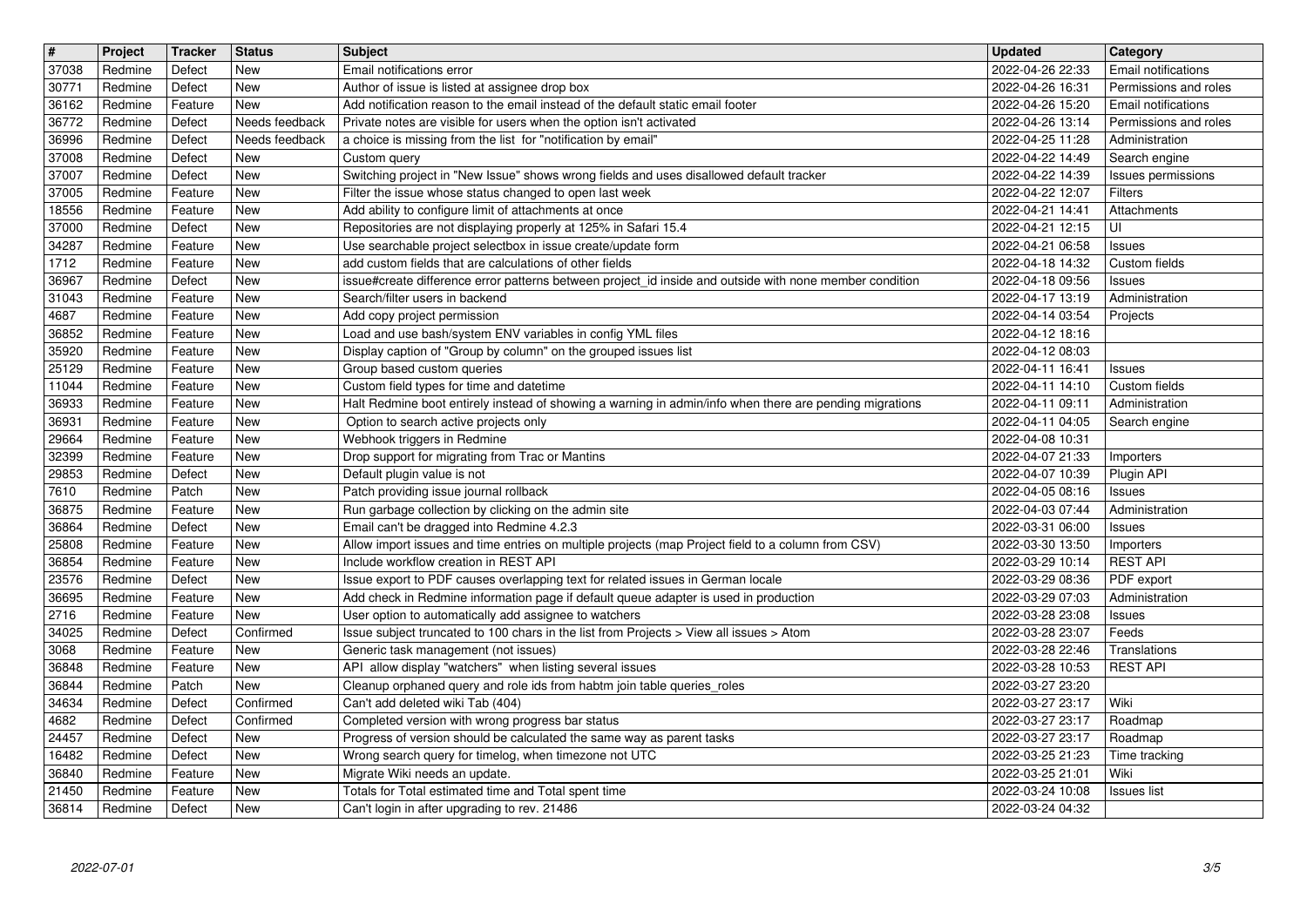| # | Project | Tracker | Status | Subject | Updated | Category |
|---|---|---|---|---|---|---|
| 37038 | Redmine | Defect | New | Email notifications error | 2022-04-26 22:33 | Email notifications |
| 30771 | Redmine | Defect | New | Author of issue is listed at assignee drop box | 2022-04-26 16:31 | Permissions and roles |
| 36162 | Redmine | Feature | New | Add notification reason to the email instead of the default static email footer | 2022-04-26 15:20 | Email notifications |
| 36772 | Redmine | Defect | Needs feedback | Private notes are visible for users when the option isn't activated | 2022-04-26 13:14 | Permissions and roles |
| 36996 | Redmine | Defect | Needs feedback | a choice is missing from the list for "notification by email" | 2022-04-25 11:28 | Administration |
| 37008 | Redmine | Defect | New | Custom query | 2022-04-22 14:49 | Search engine |
| 37007 | Redmine | Defect | New | Switching project in "New Issue" shows wrong fields and uses disallowed default tracker | 2022-04-22 14:39 | Issues permissions |
| 37005 | Redmine | Feature | New | Filter the issue whose status changed to open last week | 2022-04-22 12:07 | Filters |
| 18556 | Redmine | Feature | New | Add ability to configure limit of attachments at once | 2022-04-21 14:41 | Attachments |
| 37000 | Redmine | Defect | New | Repositories are not displaying properly at 125% in Safari 15.4 | 2022-04-21 12:15 | UI |
| 34287 | Redmine | Feature | New | Use searchable project selectbox in issue create/update form | 2022-04-21 06:58 | Issues |
| 1712 | Redmine | Feature | New | add custom fields that are calculations of other fields | 2022-04-18 14:32 | Custom fields |
| 36967 | Redmine | Defect | New | issue#create difference error patterns between project_id inside and outside with none member condition | 2022-04-18 09:56 | Issues |
| 31043 | Redmine | Feature | New | Search/filter users in backend | 2022-04-17 13:19 | Administration |
| 4687 | Redmine | Feature | New | Add copy project permission | 2022-04-14 03:54 | Projects |
| 36852 | Redmine | Feature | New | Load and use bash/system ENV variables in config YML files | 2022-04-12 18:16 | |
| 35920 | Redmine | Feature | New | Display caption of "Group by column" on the grouped issues list | 2022-04-12 08:03 | |
| 25129 | Redmine | Feature | New | Group based custom queries | 2022-04-11 16:41 | Issues |
| 11044 | Redmine | Feature | New | Custom field types for time and datetime | 2022-04-11 14:10 | Custom fields |
| 36933 | Redmine | Feature | New | Halt Redmine boot entirely instead of showing a warning in admin/info when there are pending migrations | 2022-04-11 09:11 | Administration |
| 36931 | Redmine | Feature | New | Option to search active projects only | 2022-04-11 04:05 | Search engine |
| 29664 | Redmine | Feature | New | Webhook triggers in Redmine | 2022-04-08 10:31 | |
| 32399 | Redmine | Feature | New | Drop support for migrating from Trac or Mantins | 2022-04-07 21:33 | Importers |
| 29853 | Redmine | Defect | New | Default plugin value is not | 2022-04-07 10:39 | Plugin API |
| 7610 | Redmine | Patch | New | Patch providing issue journal rollback | 2022-04-05 08:16 | Issues |
| 36875 | Redmine | Feature | New | Run garbage collection by clicking on the admin site | 2022-04-03 07:44 | Administration |
| 36864 | Redmine | Defect | New | Email can't be dragged into Redmine 4.2.3 | 2022-03-31 06:00 | Issues |
| 25808 | Redmine | Feature | New | Allow import issues and time entries on multiple projects (map Project field to a column from CSV) | 2022-03-30 13:50 | Importers |
| 36854 | Redmine | Feature | New | Include workflow creation in REST API | 2022-03-29 10:14 | REST API |
| 23576 | Redmine | Defect | New | Issue export to PDF causes overlapping text for related issues in German locale | 2022-03-29 08:36 | PDF export |
| 36695 | Redmine | Feature | New | Add check in Redmine information page if default queue adapter is used in production | 2022-03-29 07:03 | Administration |
| 2716 | Redmine | Feature | New | User option to automatically add assignee to watchers | 2022-03-28 23:08 | Issues |
| 34025 | Redmine | Defect | Confirmed | Issue subject truncated to 100 chars in the list from Projects > View all issues > Atom | 2022-03-28 23:07 | Feeds |
| 3068 | Redmine | Feature | New | Generic task management (not issues) | 2022-03-28 22:46 | Translations |
| 36848 | Redmine | Feature | New | API allow display "watchers" when listing several issues | 2022-03-28 10:53 | REST API |
| 36844 | Redmine | Patch | New | Cleanup orphaned query and role ids from habtm join table queries_roles | 2022-03-27 23:20 | |
| 34634 | Redmine | Defect | Confirmed | Can't add deleted wiki Tab (404) | 2022-03-27 23:17 | Wiki |
| 4682 | Redmine | Defect | Confirmed | Completed version with wrong progress bar status | 2022-03-27 23:17 | Roadmap |
| 24457 | Redmine | Defect | New | Progress of version should be calculated the same way as parent tasks | 2022-03-27 23:17 | Roadmap |
| 16482 | Redmine | Defect | New | Wrong search query for timelog, when timezone not UTC | 2022-03-25 21:23 | Time tracking |
| 36840 | Redmine | Feature | New | Migrate Wiki needs an update. | 2022-03-25 21:01 | Wiki |
| 21450 | Redmine | Feature | New | Totals for Total estimated time and Total spent time | 2022-03-24 10:08 | Issues list |
| 36814 | Redmine | Defect | New | Can't login in after upgrading to rev. 21486 | 2022-03-24 04:32 | |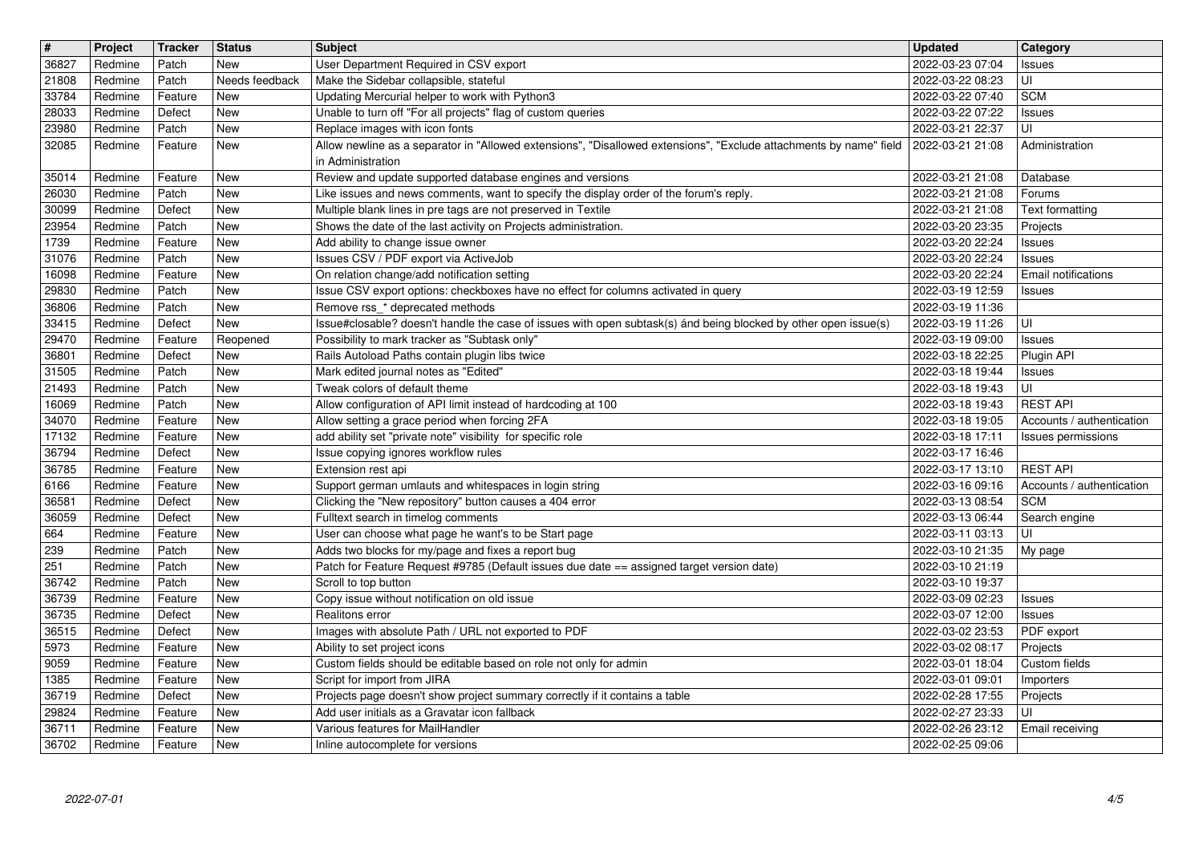| # | Project | Tracker | Status | Subject | Updated | Category |
| --- | --- | --- | --- | --- | --- | --- |
| 36827 | Redmine | Patch | New | User Department Required in CSV export | 2022-03-23 07:04 | Issues |
| 21808 | Redmine | Patch | Needs feedback | Make the Sidebar collapsible, stateful | 2022-03-22 08:23 | UI |
| 33784 | Redmine | Feature | New | Updating Mercurial helper to work with Python3 | 2022-03-22 07:40 | SCM |
| 28033 | Redmine | Defect | New | Unable to turn off "For all projects" flag of custom queries | 2022-03-22 07:22 | Issues |
| 23980 | Redmine | Patch | New | Replace images with icon fonts | 2022-03-21 22:37 | UI |
| 32085 | Redmine | Feature | New | Allow newline as a separator in "Allowed extensions", "Disallowed extensions", "Exclude attachments by name" field in Administration | 2022-03-21 21:08 | Administration |
| 35014 | Redmine | Feature | New | Review and update supported database engines and versions | 2022-03-21 21:08 | Database |
| 26030 | Redmine | Patch | New | Like issues and news comments, want to specify the display order of the forum's reply. | 2022-03-21 21:08 | Forums |
| 30099 | Redmine | Defect | New | Multiple blank lines in pre tags are not preserved in Textile | 2022-03-21 21:08 | Text formatting |
| 23954 | Redmine | Patch | New | Shows the date of the last activity on Projects administration. | 2022-03-20 23:35 | Projects |
| 1739 | Redmine | Feature | New | Add ability to change issue owner | 2022-03-20 22:24 | Issues |
| 31076 | Redmine | Patch | New | Issues CSV / PDF export via ActiveJob | 2022-03-20 22:24 | Issues |
| 16098 | Redmine | Feature | New | On relation change/add notification setting | 2022-03-20 22:24 | Email notifications |
| 29830 | Redmine | Patch | New | Issue CSV export options: checkboxes have no effect for columns activated in query | 2022-03-19 12:59 | Issues |
| 36806 | Redmine | Patch | New | Remove rss_* deprecated methods | 2022-03-19 11:36 | |
| 33415 | Redmine | Defect | New | Issue#closable? doesn't handle the case of issues with open subtask(s) ánd being blocked by other open issue(s) | 2022-03-19 11:26 | UI |
| 29470 | Redmine | Feature | Reopened | Possibility to mark tracker as "Subtask only" | 2022-03-19 09:00 | Issues |
| 36801 | Redmine | Defect | New | Rails Autoload Paths contain plugin libs twice | 2022-03-18 22:25 | Plugin API |
| 31505 | Redmine | Patch | New | Mark edited journal notes as "Edited" | 2022-03-18 19:44 | Issues |
| 21493 | Redmine | Patch | New | Tweak colors of default theme | 2022-03-18 19:43 | UI |
| 16069 | Redmine | Patch | New | Allow configuration of API limit instead of hardcoding at 100 | 2022-03-18 19:43 | REST API |
| 34070 | Redmine | Feature | New | Allow setting a grace period when forcing 2FA | 2022-03-18 19:05 | Accounts / authentication |
| 17132 | Redmine | Feature | New | add ability set "private note" visibility for specific role | 2022-03-18 17:11 | Issues permissions |
| 36794 | Redmine | Defect | New | Issue copying ignores workflow rules | 2022-03-17 16:46 | |
| 36785 | Redmine | Feature | New | Extension rest api | 2022-03-17 13:10 | REST API |
| 6166 | Redmine | Feature | New | Support german umlauts and whitespaces in login string | 2022-03-16 09:16 | Accounts / authentication |
| 36581 | Redmine | Defect | New | Clicking the "New repository" button causes a 404 error | 2022-03-13 08:54 | SCM |
| 36059 | Redmine | Defect | New | Fulltext search in timelog comments | 2022-03-13 06:44 | Search engine |
| 664 | Redmine | Feature | New | User can choose what page he want's to be Start page | 2022-03-11 03:13 | UI |
| 239 | Redmine | Patch | New | Adds two blocks for my/page and fixes a report bug | 2022-03-10 21:35 | My page |
| 251 | Redmine | Patch | New | Patch for Feature Request #9785 (Default issues due date == assigned target version date) | 2022-03-10 21:19 | |
| 36742 | Redmine | Patch | New | Scroll to top button | 2022-03-10 19:37 | |
| 36739 | Redmine | Feature | New | Copy issue without notification on old issue | 2022-03-09 02:23 | Issues |
| 36735 | Redmine | Defect | New | Realitons error | 2022-03-07 12:00 | Issues |
| 36515 | Redmine | Defect | New | Images with absolute Path / URL not exported to PDF | 2022-03-02 23:53 | PDF export |
| 5973 | Redmine | Feature | New | Ability to set project icons | 2022-03-02 08:17 | Projects |
| 9059 | Redmine | Feature | New | Custom fields should be editable based on role not only for admin | 2022-03-01 18:04 | Custom fields |
| 1385 | Redmine | Feature | New | Script for import from JIRA | 2022-03-01 09:01 | Importers |
| 36719 | Redmine | Defect | New | Projects page doesn't show project summary correctly if it contains a table | 2022-02-28 17:55 | Projects |
| 29824 | Redmine | Feature | New | Add user initials as a Gravatar icon fallback | 2022-02-27 23:33 | UI |
| 36711 | Redmine | Feature | New | Various features for MailHandler | 2022-02-26 23:12 | Email receiving |
| 36702 | Redmine | Feature | New | Inline autocomplete for versions | 2022-02-25 09:06 | |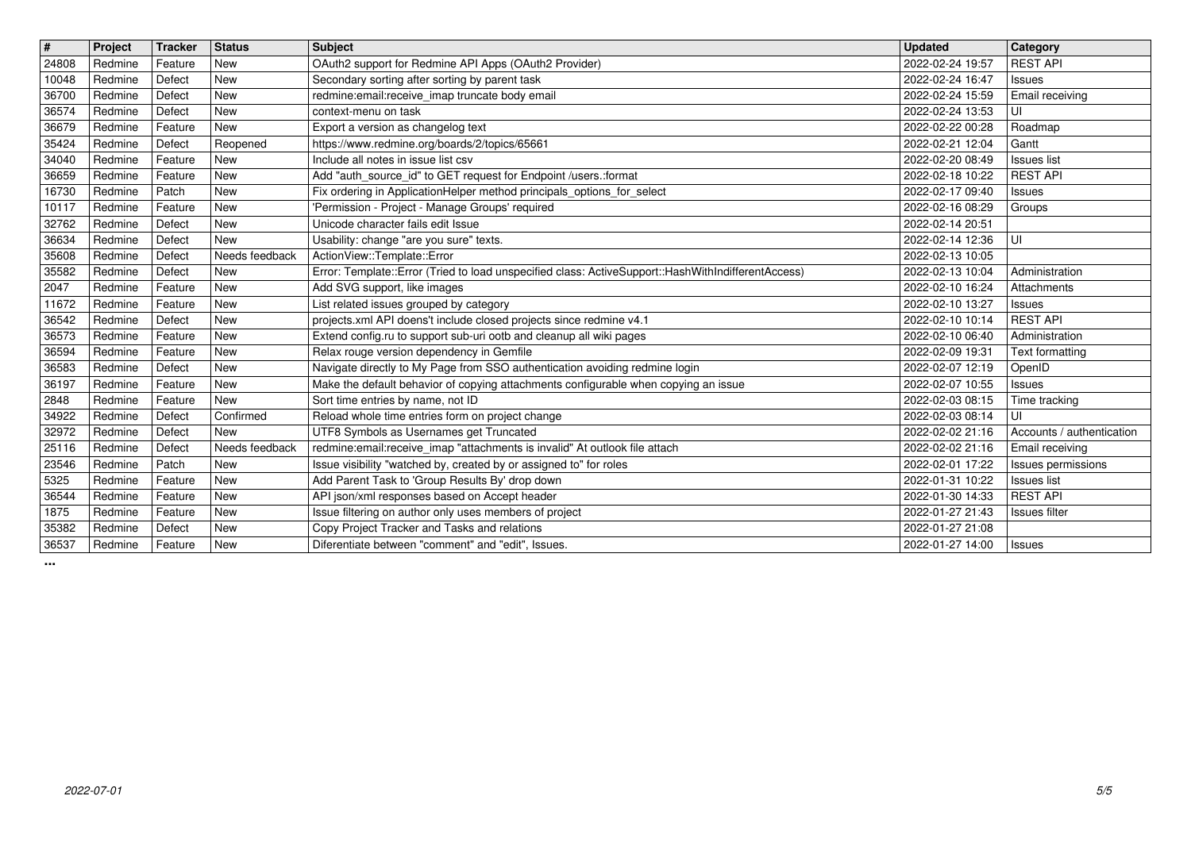| # | Project | Tracker | Status | Subject | Updated | Category |
| --- | --- | --- | --- | --- | --- | --- |
| 24808 | Redmine | Feature | New | OAuth2 support for Redmine API Apps (OAuth2 Provider) | 2022-02-24 19:57 | REST API |
| 10048 | Redmine | Defect | New | Secondary sorting after sorting by parent task | 2022-02-24 16:47 | Issues |
| 36700 | Redmine | Defect | New | redmine:email:receive_imap truncate body email | 2022-02-24 15:59 | Email receiving |
| 36574 | Redmine | Defect | New | context-menu on task | 2022-02-24 13:53 | UI |
| 36679 | Redmine | Feature | New | Export a version as changelog text | 2022-02-22 00:28 | Roadmap |
| 35424 | Redmine | Defect | Reopened | https://www.redmine.org/boards/2/topics/65661 | 2022-02-21 12:04 | Gantt |
| 34040 | Redmine | Feature | New | Include all notes in issue list csv | 2022-02-20 08:49 | Issues list |
| 36659 | Redmine | Feature | New | Add "auth_source_id" to GET request for Endpoint /users.:format | 2022-02-18 10:22 | REST API |
| 16730 | Redmine | Patch | New | Fix ordering in ApplicationHelper method principals_options_for_select | 2022-02-17 09:40 | Issues |
| 10117 | Redmine | Feature | New | 'Permission - Project - Manage Groups' required | 2022-02-16 08:29 | Groups |
| 32762 | Redmine | Defect | New | Unicode character fails edit Issue | 2022-02-14 20:51 | |
| 36634 | Redmine | Defect | New | Usability: change "are you sure" texts. | 2022-02-14 12:36 | UI |
| 35608 | Redmine | Defect | Needs feedback | ActionView::Template::Error | 2022-02-13 10:05 | |
| 35582 | Redmine | Defect | New | Error: Template::Error (Tried to load unspecified class: ActiveSupport::HashWithIndifferentAccess) | 2022-02-13 10:04 | Administration |
| 2047 | Redmine | Feature | New | Add SVG support, like images | 2022-02-10 16:24 | Attachments |
| 11672 | Redmine | Feature | New | List related issues grouped by category | 2022-02-10 13:27 | Issues |
| 36542 | Redmine | Defect | New | projects.xml API doens't include closed projects since redmine v4.1 | 2022-02-10 10:14 | REST API |
| 36573 | Redmine | Feature | New | Extend config.ru to support sub-uri ootb and cleanup all wiki pages | 2022-02-10 06:40 | Administration |
| 36594 | Redmine | Feature | New | Relax rouge version dependency in Gemfile | 2022-02-09 19:31 | Text formatting |
| 36583 | Redmine | Defect | New | Navigate directly to My Page from SSO authentication avoiding redmine login | 2022-02-07 12:19 | OpenID |
| 36197 | Redmine | Feature | New | Make the default behavior of copying attachments configurable when copying an issue | 2022-02-07 10:55 | Issues |
| 2848 | Redmine | Feature | New | Sort time entries by name, not ID | 2022-02-03 08:15 | Time tracking |
| 34922 | Redmine | Defect | Confirmed | Reload whole time entries form on project change | 2022-02-03 08:14 | UI |
| 32972 | Redmine | Defect | New | UTF8 Symbols as Usernames get Truncated | 2022-02-02 21:16 | Accounts / authentication |
| 25116 | Redmine | Defect | Needs feedback | redmine:email:receive_imap "attachments is invalid" At outlook file attach | 2022-02-02 21:16 | Email receiving |
| 23546 | Redmine | Patch | New | Issue visibility "watched by, created by or assigned to" for roles | 2022-02-01 17:22 | Issues permissions |
| 5325 | Redmine | Feature | New | Add Parent Task to 'Group Results By' drop down | 2022-01-31 10:22 | Issues list |
| 36544 | Redmine | Feature | New | API json/xml responses based on Accept header | 2022-01-30 14:33 | REST API |
| 1875 | Redmine | Feature | New | Issue filtering on author only uses members of project | 2022-01-27 21:43 | Issues filter |
| 35382 | Redmine | Defect | New | Copy Project Tracker and Tasks and relations | 2022-01-27 21:08 | |
| 36537 | Redmine | Feature | New | Diferentiate between "comment" and "edit", Issues. | 2022-01-27 14:00 | Issues |

...